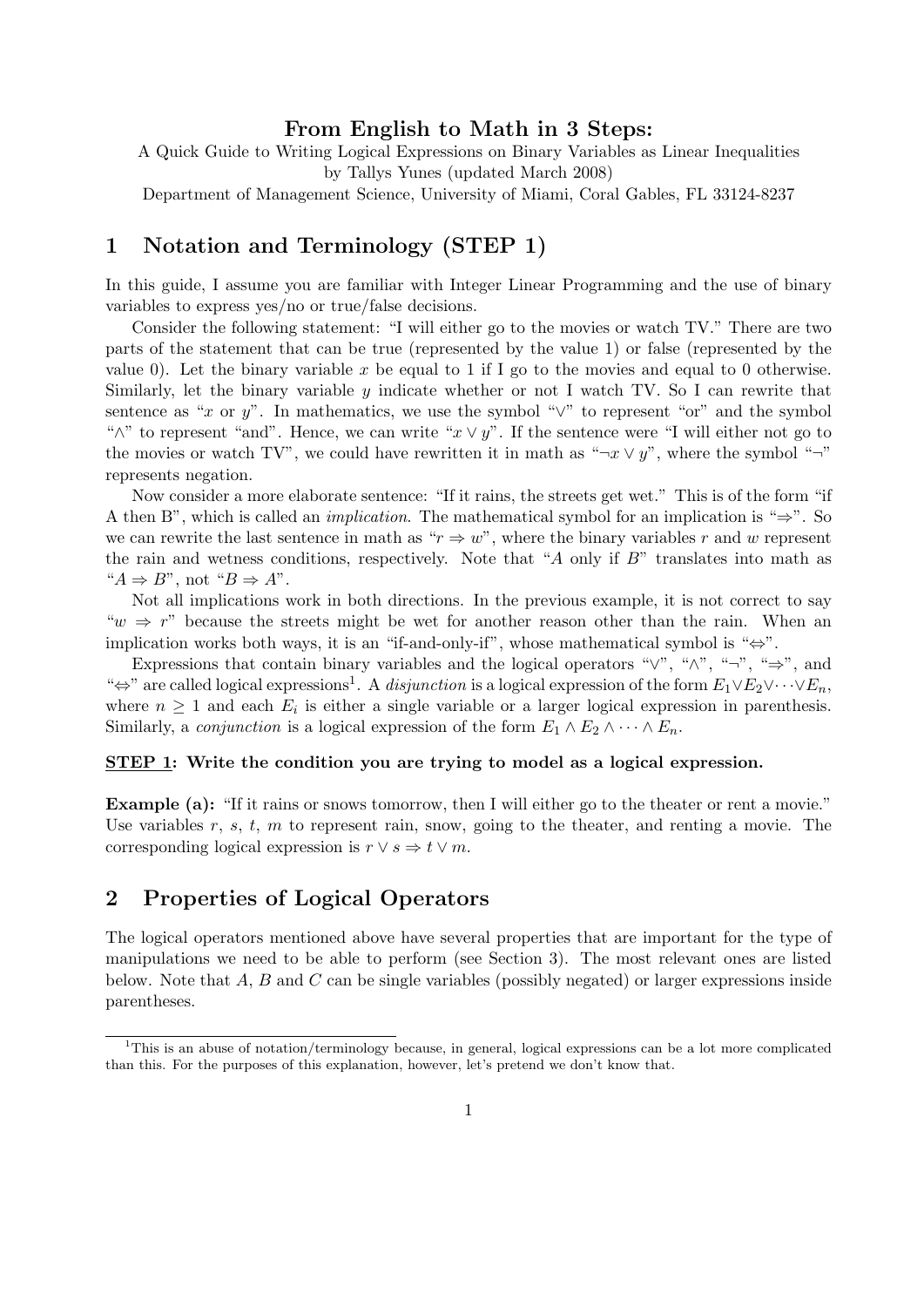# From English to Math in 3 Steps:

A Quick Guide to Writing Logical Expressions on Binary Variables as Linear Inequalities
by Tallys Yunes (updated March 2008)
Department of Management Science, University of Miami, Coral Gables, FL 33124-8237

## 1 Notation and Terminology (STEP 1)

In this guide, I assume you are familiar with Integer Linear Programming and the use of binary variables to express yes/no or true/false decisions.

Consider the following statement: "I will either go to the movies or watch TV." There are two parts of the statement that can be true (represented by the value 1) or false (represented by the value 0). Let the binary variable $x$ be equal to 1 if I go to the movies and equal to 0 otherwise. Similarly, let the binary variable $y$ indicate whether or not I watch TV. So I can rewrite that sentence as "$x$ or $y$". In mathematics, we use the symbol "$\vee$" to represent "or" and the symbol "$\wedge$" to represent "and". Hence, we can write "$x \vee y$". If the sentence were "I will either not go to the movies or watch TV", we could have rewritten it in math as "$\neg x \vee y$", where the symbol "$\neg$" represents negation.

Now consider a more elaborate sentence: "If it rains, the streets get wet." This is of the form "if A then B", which is called an *implication*. The mathematical symbol for an implication is "$\Rightarrow$". So we can rewrite the last sentence in math as "$r \Rightarrow w$", where the binary variables $r$ and $w$ represent the rain and wetness conditions, respectively. Note that "$A$ only if $B$" translates into math as "$A \Rightarrow B$", not "$B \Rightarrow A$".

Not all implications work in both directions. In the previous example, it is not correct to say "$w \Rightarrow r$" because the streets might be wet for another reason other than the rain. When an implication works both ways, it is an "if-and-only-if", whose mathematical symbol is "$\Leftrightarrow$".

Expressions that contain binary variables and the logical operators "$\vee$", "$\wedge$", "$\neg$", "$\Rightarrow$", and "$\Leftrightarrow$" are called logical expressions[1]. A *disjunction* is a logical expression of the form $E_1 \vee E_2 \vee \cdots \vee E_n$, where $n \geq 1$ and each $E_i$ is either a single variable or a larger logical expression in parenthesis. Similarly, a *conjunction* is a logical expression of the form $E_1 \wedge E_2 \wedge \cdots \wedge E_n$.

**STEP 1: Write the condition you are trying to model as a logical expression.**

**Example (a):** "If it rains or snows tomorrow, then I will either go to the theater or rent a movie." Use variables $r$, $s$, $t$, $m$ to represent rain, snow, going to the theater, and renting a movie. The corresponding logical expression is $r \vee s \Rightarrow t \vee m$.

## 2 Properties of Logical Operators

The logical operators mentioned above have several properties that are important for the type of manipulations we need to be able to perform (see Section 3). The most relevant ones are listed below. Note that $A$, $B$ and $C$ can be single variables (possibly negated) or larger expressions inside parentheses.

[1] This is an abuse of notation/terminology because, in general, logical expressions can be a lot more complicated than this. For the purposes of this explanation, however, let's pretend we don't know that.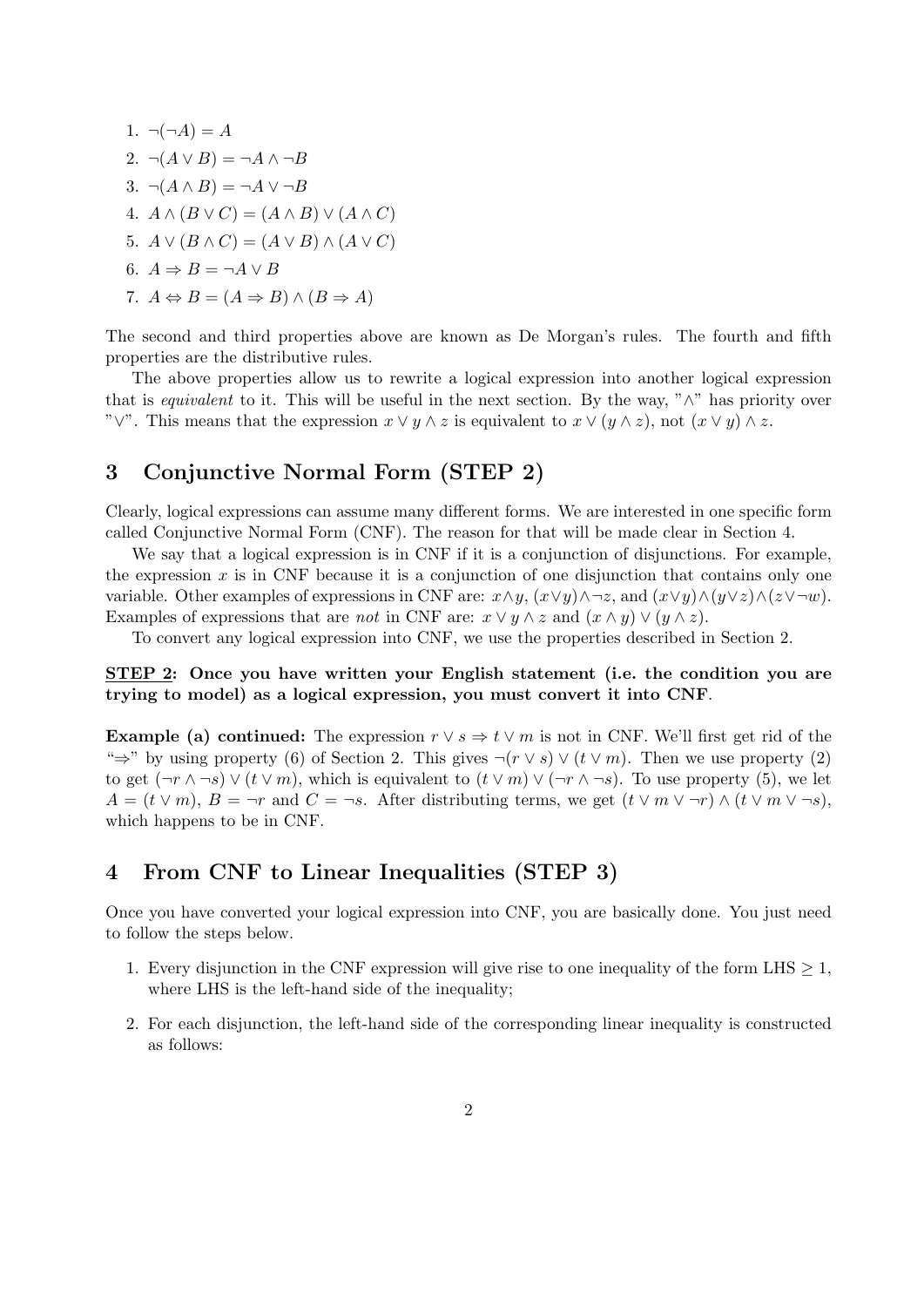1. $\neg(\neg A) = A$
2. $\neg(A \vee B) = \neg A \wedge \neg B$
3. $\neg(A \wedge B) = \neg A \vee \neg B$
4. $A \wedge (B \vee C) = (A \wedge B) \vee (A \wedge C)$
5. $A \vee (B \wedge C) = (A \vee B) \wedge (A \vee C)$
6. $A \Rightarrow B = \neg A \vee B$
7. $A \Leftrightarrow B = (A \Rightarrow B) \wedge (B \Rightarrow A)$

The second and third properties above are known as De Morgan's rules. The fourth and fifth properties are the distributive rules.

The above properties allow us to rewrite a logical expression into another logical expression that is *equivalent* to it. This will be useful in the next section. By the way, "$\wedge$" has priority over "$\vee$". This means that the expression $x \vee y \wedge z$ is equivalent to $x \vee (y \wedge z)$, not $(x \vee y) \wedge z$.

## 3 Conjunctive Normal Form (STEP 2)

Clearly, logical expressions can assume many different forms. We are interested in one specific form called Conjunctive Normal Form (CNF). The reason for that will be made clear in Section 4.

We say that a logical expression is in CNF if it is a conjunction of disjunctions. For example, the expression $x$ is in CNF because it is a conjunction of one disjunction that contains only one variable. Other examples of expressions in CNF are: $x \wedge y$, $(x \vee y) \wedge \neg z$, and $(x \vee y) \wedge (y \vee z) \wedge (z \vee \neg w)$. Examples of expressions that are *not* in CNF are: $x \vee y \wedge z$ and $(x \wedge y) \vee (y \wedge z)$.

To convert any logical expression into CNF, we use the properties described in Section 2.

**STEP 2: Once you have written your English statement (i.e. the condition you are trying to model) as a logical expression, you must convert it into CNF.**

**Example (a) continued:** The expression $r \vee s \Rightarrow t \vee m$ is not in CNF. We'll first get rid of the "$\Rightarrow$" by using property (6) of Section 2. This gives $\neg(r \vee s) \vee (t \vee m)$. Then we use property (2) to get $(\neg r \wedge \neg s) \vee (t \vee m)$, which is equivalent to $(t \vee m) \vee (\neg r \wedge \neg s)$. To use property (5), we let $A = (t \vee m)$, $B = \neg r$ and $C = \neg s$. After distributing terms, we get $(t \vee m \vee \neg r) \wedge (t \vee m \vee \neg s)$, which happens to be in CNF.

## 4 From CNF to Linear Inequalities (STEP 3)

Once you have converted your logical expression into CNF, you are basically done. You just need to follow the steps below.

1. Every disjunction in the CNF expression will give rise to one inequality of the form LHS $\geq 1$, where LHS is the left-hand side of the inequality;
2. For each disjunction, the left-hand side of the corresponding linear inequality is constructed as follows: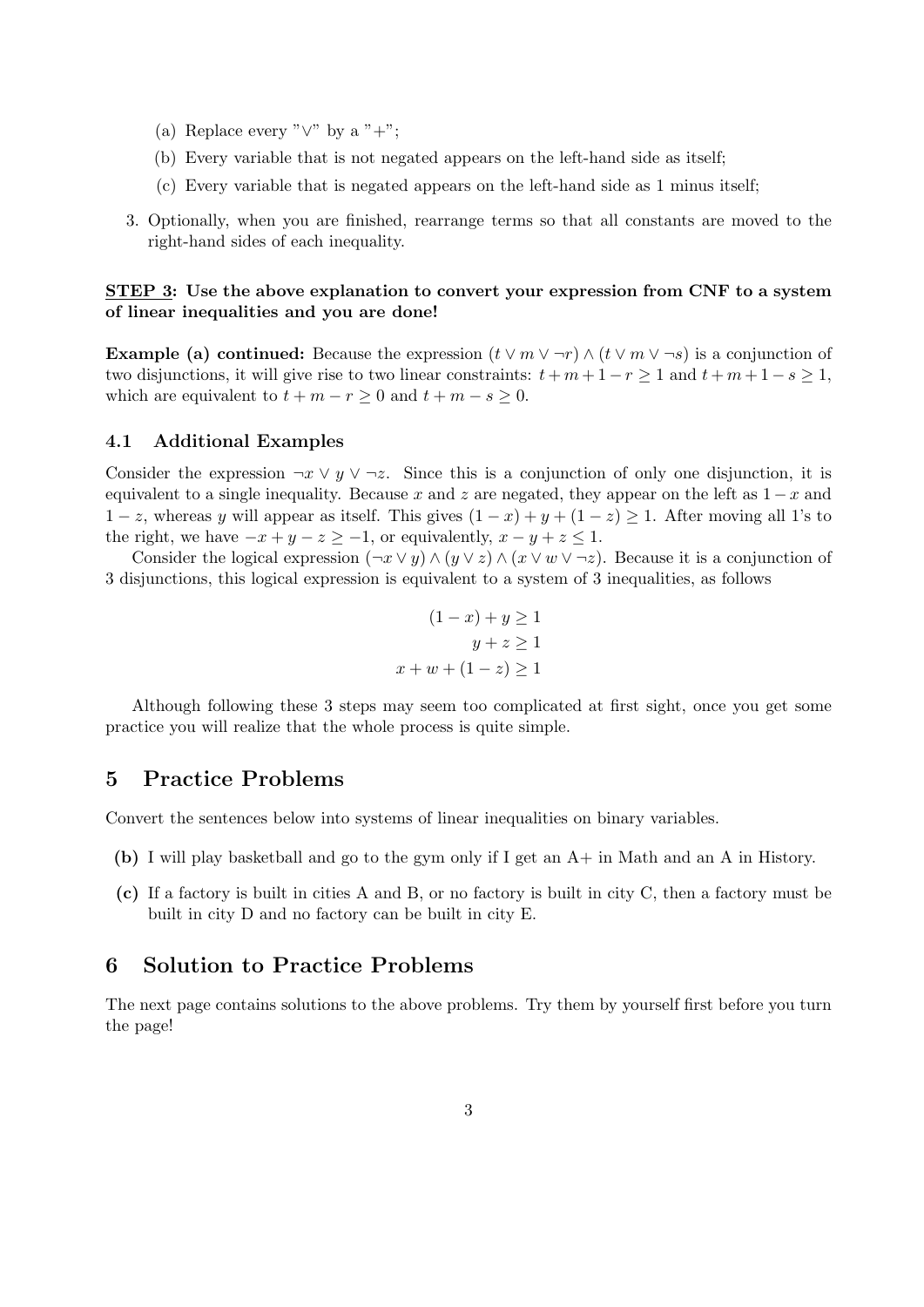(a) Replace every "∨" by a "+";

(b) Every variable that is not negated appears on the left-hand side as itself;

(c) Every variable that is negated appears on the left-hand side as 1 minus itself;

3. Optionally, when you are finished, rearrange terms so that all constants are moved to the right-hand sides of each inequality.

**<u>STEP 3</u>: Use the above explanation to convert your expression from CNF to a system of linear inequalities and you are done!**

**Example (a) continued:** Because the expression $(t \vee m \vee \neg r) \wedge (t \vee m \vee \neg s)$ is a conjunction of two disjunctions, it will give rise to two linear constraints: $t + m + 1 - r \geq 1$ and $t + m + 1 - s \geq 1$, which are equivalent to $t + m - r \geq 0$ and $t + m - s \geq 0$.

### 4.1 Additional Examples

Consider the expression $\neg x \vee y \vee \neg z$. Since this is a conjunction of only one disjunction, it is equivalent to a single inequality. Because $x$ and $z$ are negated, they appear on the left as $1 - x$ and $1 - z$, whereas $y$ will appear as itself. This gives $(1 - x) + y + (1 - z) \geq 1$. After moving all 1's to the right, we have $-x + y - z \geq -1$, or equivalently, $x - y + z \leq 1$.

Consider the logical expression $(\neg x \vee y) \wedge (y \vee z) \wedge (x \vee w \vee \neg z)$. Because it is a conjunction of 3 disjunctions, this logical expression is equivalent to a system of 3 inequalities, as follows

$$
\begin{aligned}
(1 - x) + y &\geq 1 \\
y + z &\geq 1 \\
x + w + (1 - z) &\geq 1
\end{aligned}
$$

Although following these 3 steps may seem too complicated at first sight, once you get some practice you will realize that the whole process is quite simple.

## 5 Practice Problems

Convert the sentences below into systems of linear inequalities on binary variables.

**(b)** I will play basketball and go to the gym only if I get an A+ in Math and an A in History.

**(c)** If a factory is built in cities A and B, or no factory is built in city C, then a factory must be built in city D and no factory can be built in city E.

## 6 Solution to Practice Problems

The next page contains solutions to the above problems. Try them by yourself first before you turn the page!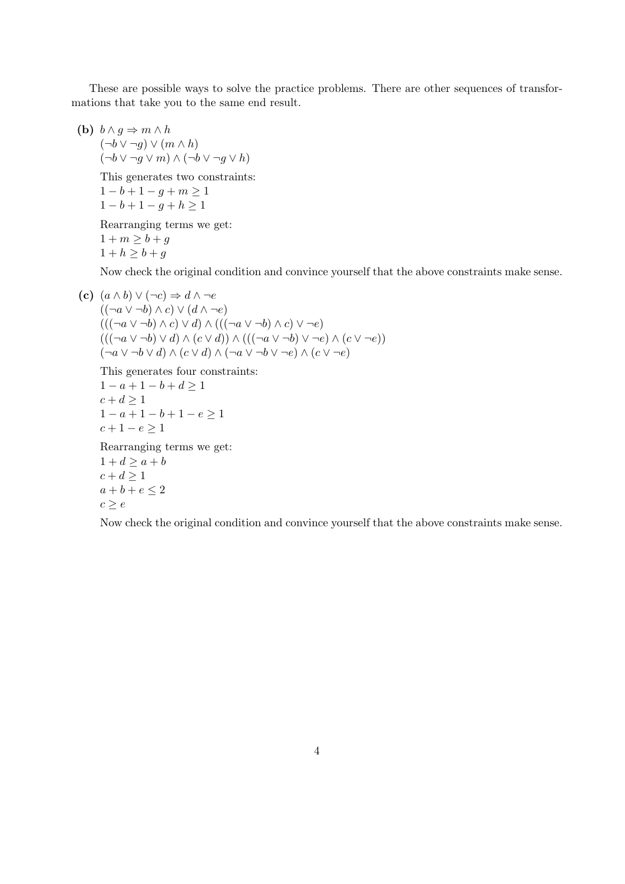These are possible ways to solve the practice problems. There are other sequences of transformations that take you to the same end result.

**(b)** $b \wedge g \Rightarrow m \wedge h$

$(\neg b \vee \neg g) \vee (m \wedge h)$

$(\neg b \vee \neg g \vee m) \wedge (\neg b \vee \neg g \vee h)$

This generates two constraints:

$1 - b + 1 - g + m \geq 1$

$1 - b + 1 - g + h \geq 1$

Rearranging terms we get:

$1 + m \geq b + g$

$1 + h \geq b + g$

Now check the original condition and convince yourself that the above constraints make sense.

**(c)** $(a \wedge b) \vee (\neg c) \Rightarrow d \wedge \neg e$

$((\neg a \vee \neg b) \wedge c) \vee (d \wedge \neg e)$

$(((\neg a \vee \neg b) \wedge c) \vee d) \wedge (((\neg a \vee \neg b) \wedge c) \vee \neg e)$

$(((\neg a \vee \neg b) \vee d) \wedge (c \vee d)) \wedge (((\neg a \vee \neg b) \vee \neg e) \wedge (c \vee \neg e))$

$(\neg a \vee \neg b \vee d) \wedge (c \vee d) \wedge (\neg a \vee \neg b \vee \neg e) \wedge (c \vee \neg e)$

This generates four constraints:

$1 - a + 1 - b + d \geq 1$

$c + d \geq 1$

$1 - a + 1 - b + 1 - e \geq 1$

$c + 1 - e \geq 1$

Rearranging terms we get:

$1 + d \geq a + b$

$c + d \geq 1$

$a + b + e \leq 2$

$c \geq e$

Now check the original condition and convince yourself that the above constraints make sense.